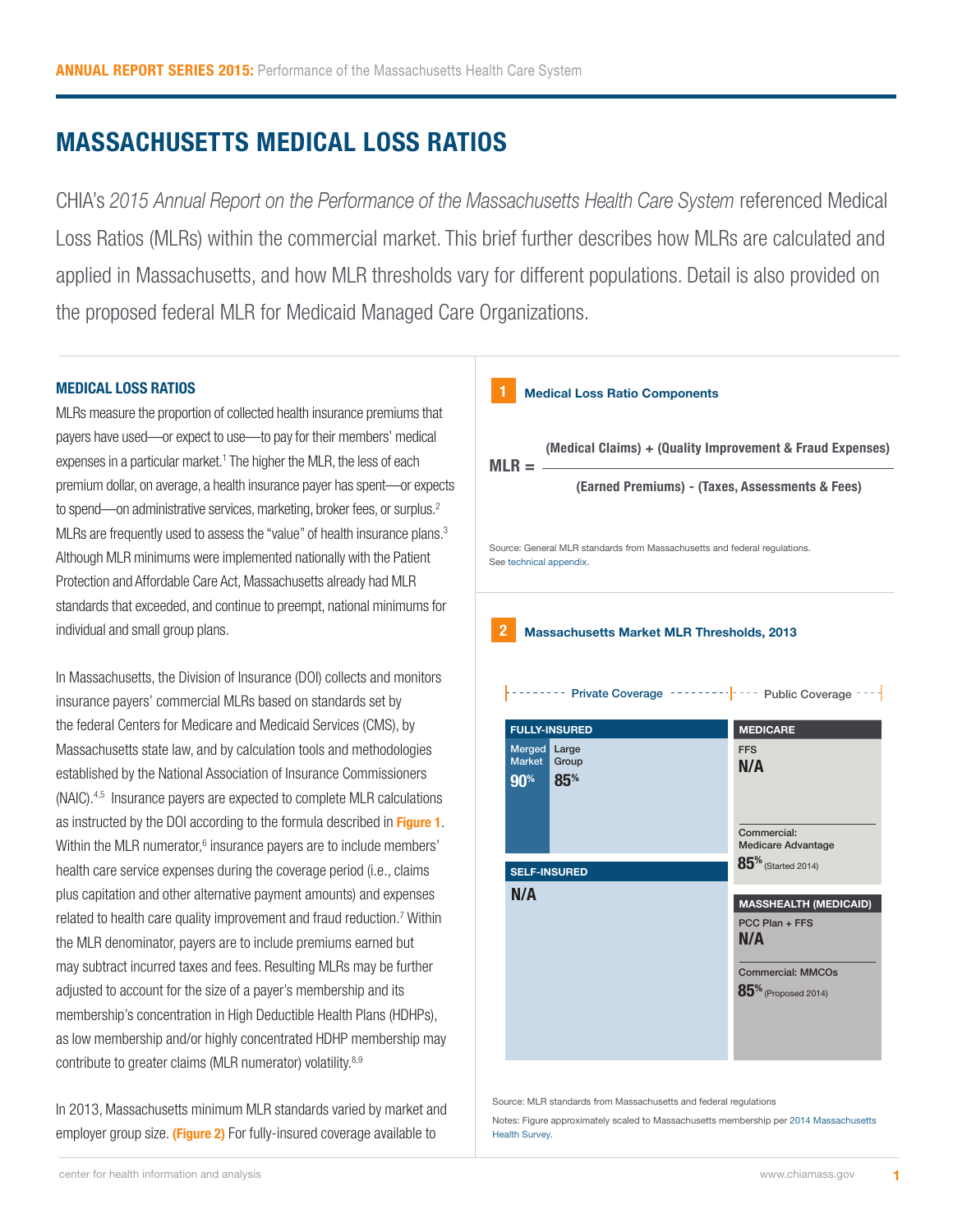# MASSACHUSETTS MEDICAL LOSS RATIOS

CHIA's *2015 Annual Report on the Performance of the Massachusetts Health Care System* referenced Medical Loss Ratios (MLRs) within the commercial market. This brief further describes how MLRs are calculated and applied in Massachusetts, and how MLR thresholds vary for different populations. Detail is also provided on the proposed federal MLR for Medicaid Managed Care Organizations.

## MEDICAL LOSS RATIOS

MLRs measure the proportion of collected health insurance premiums that payers have used—or expect to use—to pay for their members' medical expenses in a particular market.[1] The higher the MLR, the less of each premium dollar, on average, a health insurance payer has spent—or expects to spend—on administrative services, marketing, broker fees, or surplus.[2] MLRs are frequently used to assess the "value" of health insurance plans.[3] Although MLR minimums were implemented nationally with the Patient Protection and Affordable Care Act, Massachusetts already had MLR standards that exceeded, and continue to preempt, national minimums for individual and small group plans.

In Massachusetts, the Division of Insurance (DOI) collects and monitors insurance payers' commercial MLRs based on standards set by the federal Centers for Medicare and Medicaid Services (CMS), by Massachusetts state law, and by calculation tools and methodologies established by the National Association of Insurance Commissioners (NAIC).[4,5] Insurance payers are expected to complete MLR calculations as instructed by the DOI according to the formula described in **Figure 1**. Within the MLR numerator,[6] insurance payers are to include members' health care service expenses during the coverage period (i.e., claims plus capitation and other alternative payment amounts) and expenses related to health care quality improvement and fraud reduction.[7] Within the MLR denominator, payers are to include premiums earned but may subtract incurred taxes and fees. Resulting MLRs may be further adjusted to account for the size of a payer's membership and its membership's concentration in High Deductible Health Plans (HDHPs), as low membership and/or highly concentrated HDHP membership may contribute to greater claims (MLR numerator) volatility.[8,9]

In 2013, Massachusetts minimum MLR standards varied by market and employer group size. **(Figure 2)** For fully-insured coverage available to

### 1 Medical Loss Ratio Components

$$\text{MLR} = \frac{\text{(Medical Claims)} + \text{(Quality Improvement \& Fraud Expenses)}}{\text{(Earned Premiums)} - \text{(Taxes, Assessments \& Fees)}}$$

Source: General MLR standards from Massachusetts and federal regulations. See technical appendix.

### 2 Massachusetts Market MLR Thresholds, 2013

| Private Coverage | | Public Coverage |
|---|---|---|
| **FULLY-INSURED** | | **MEDICARE** |
| Merged Market: **90%** | Large Group: **85%** | FFS: **N/A** |
| | | Commercial: Medicare Advantage: **85%** (Started 2014) |
| **SELF-INSURED** | | **MASSHEALTH (MEDICAID)** |
| **N/A** | | PCC Plan + FFS: **N/A** |
| | | Commercial: MMCOs: **85%** (Proposed 2014) |

Source: MLR standards from Massachusetts and federal regulations

Notes: Figure approximately scaled to Massachusetts membership per 2014 Massachusetts Health Survey.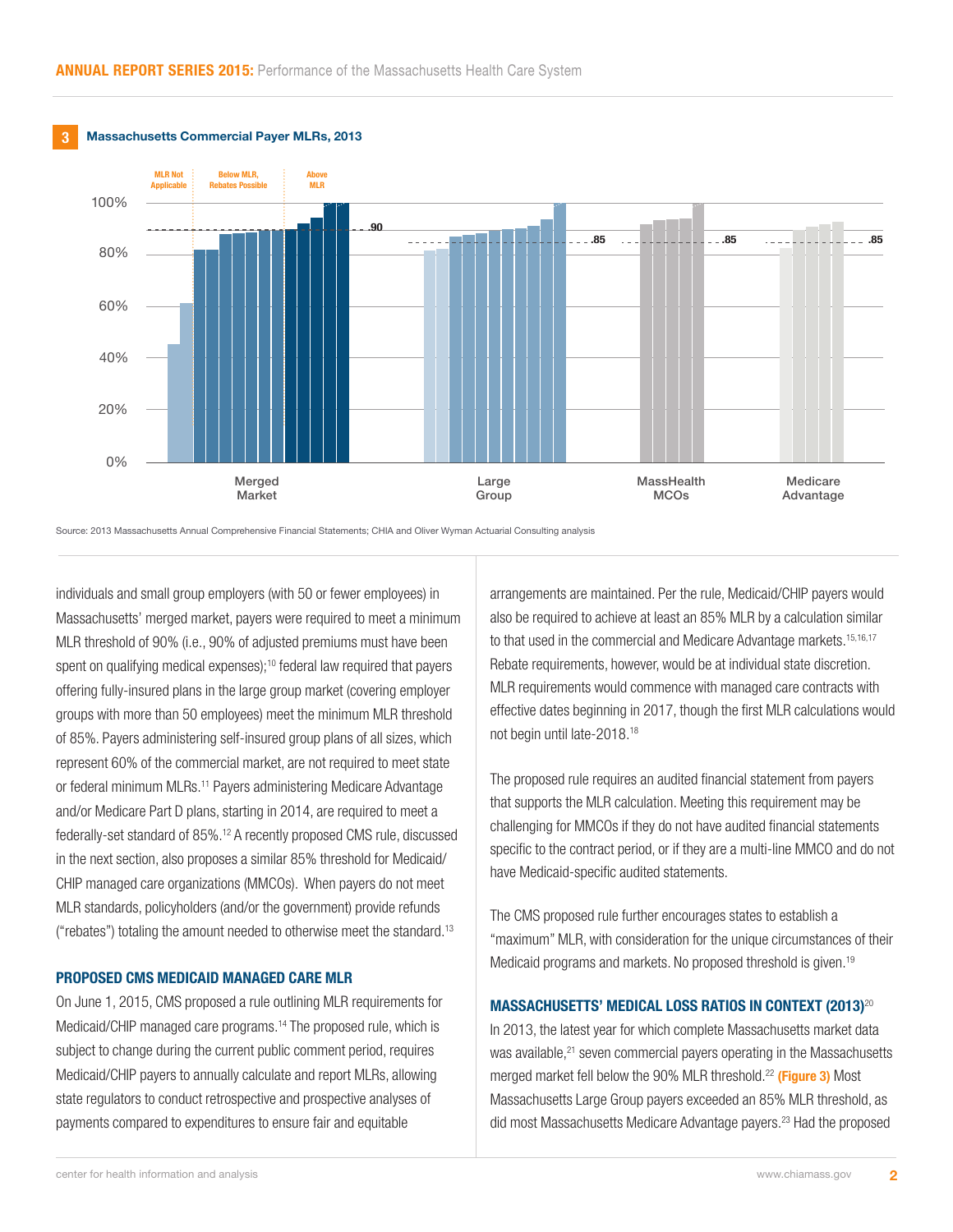**3** **Massachusetts Commercial Payer MLRs, 2013**

Source: 2013 Massachusetts Annual Comprehensive Financial Statements; CHIA and Oliver Wyman Actuarial Consulting analysis

individuals and small group employers (with 50 or fewer employees) in Massachusetts' merged market, payers were required to meet a minimum MLR threshold of 90% (i.e., 90% of adjusted premiums must have been spent on qualifying medical expenses);[10] federal law required that payers offering fully-insured plans in the large group market (covering employer groups with more than 50 employees) meet the minimum MLR threshold of 85%. Payers administering self-insured group plans of all sizes, which represent 60% of the commercial market, are not required to meet state or federal minimum MLRs.[11] Payers administering Medicare Advantage and/or Medicare Part D plans, starting in 2014, are required to meet a federally-set standard of 85%.[12] A recently proposed CMS rule, discussed in the next section, also proposes a similar 85% threshold for Medicaid/CHIP managed care organizations (MMCOs). When payers do not meet MLR standards, policyholders (and/or the government) provide refunds ("rebates") totaling the amount needed to otherwise meet the standard.[13]

### PROPOSED CMS MEDICAID MANAGED CARE MLR

On June 1, 2015, CMS proposed a rule outlining MLR requirements for Medicaid/CHIP managed care programs.[14] The proposed rule, which is subject to change during the current public comment period, requires Medicaid/CHIP payers to annually calculate and report MLRs, allowing state regulators to conduct retrospective and prospective analyses of payments compared to expenditures to ensure fair and equitable arrangements are maintained. Per the rule, Medicaid/CHIP payers would also be required to achieve at least an 85% MLR by a calculation similar to that used in the commercial and Medicare Advantage markets.[15,16,17] Rebate requirements, however, would be at individual state discretion. MLR requirements would commence with managed care contracts with effective dates beginning in 2017, though the first MLR calculations would not begin until late-2018.[18]

The proposed rule requires an audited financial statement from payers that supports the MLR calculation. Meeting this requirement may be challenging for MMCOs if they do not have audited financial statements specific to the contract period, or if they are a multi-line MMCO and do not have Medicaid-specific audited statements.

The CMS proposed rule further encourages states to establish a "maximum" MLR, with consideration for the unique circumstances of their Medicaid programs and markets. No proposed threshold is given.[19]

### MASSACHUSETTS' MEDICAL LOSS RATIOS IN CONTEXT (2013)[20]

In 2013, the latest year for which complete Massachusetts market data was available,[21] seven commercial payers operating in the Massachusetts merged market fell below the 90% MLR threshold.[22] **(Figure 3)** Most Massachusetts Large Group payers exceeded an 85% MLR threshold, as did most Massachusetts Medicare Advantage payers.[23] Had the proposed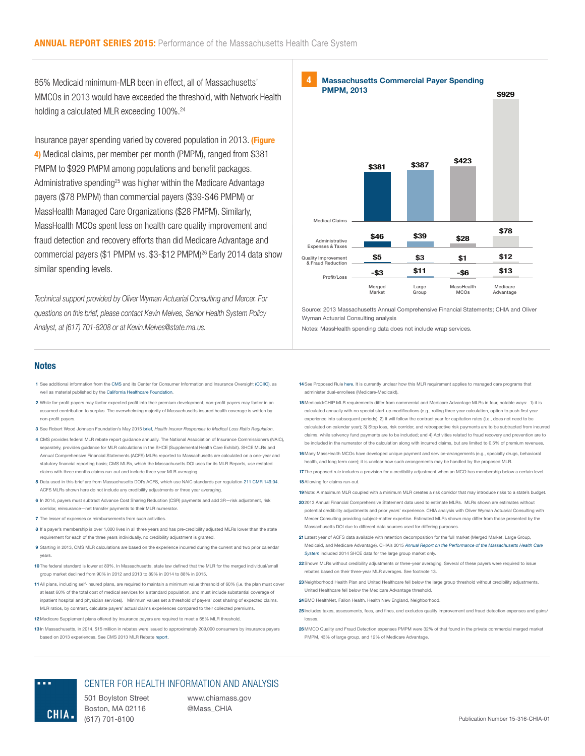85% Medicaid minimum-MLR been in effect, all of Massachusetts' MMCOs in 2013 would have exceeded the threshold, with Network Health holding a calculated MLR exceeding 100%.[24]

Insurance payer spending varied by covered population in 2013. **(Figure 4)** Medical claims, per member per month (PMPM), ranged from $381 PMPM to $929 PMPM among populations and benefit packages. Administrative spending[25] was higher within the Medicare Advantage payers ($78 PMPM) than commercial payers ($39-$46 PMPM) or MassHealth Managed Care Organizations ($28 PMPM). Similarly, MassHealth MCOs spent less on health care quality improvement and fraud detection and recovery efforts than did Medicare Advantage and commercial payers ($1 PMPM vs. $3-$12 PMPM)[26] Early 2014 data show similar spending levels.

*Technical support provided by Oliver Wyman Actuarial Consulting and Mercer. For questions on this brief, please contact Kevin Meives, Senior Health System Policy Analyst, at (617) 701-8208 or at Kevin.Meives@state.ma.us.*

**4 Massachusetts Commercial Payer Spending PMPM, 2013**

Medical Claims: $381, $387, $423, $929

Administrative Expenses & Taxes: $46, $39, $28, $78

Quality Improvement & Fraud Reduction: $5, $3, $1, $12

Profit/Loss: -$3, $11, -$6, $13

Merged Market, Large Group, MassHealth MCOs, Medicare Advantage

Source: 2013 Massachusetts Annual Comprehensive Financial Statements; CHIA and Oliver Wyman Actuarial Consulting analysis

Notes: MassHealth spending data does not include wrap services.

## Notes

1 See additional information from the CMS and its Center for Consumer Information and Insurance Oversight (CCIIO), as well as material published by the California Healthcare Foundation.

2 While for-profit payers may factor expected profit into their premium development, non-profit payers may factor in an assumed contribution to surplus. The overwhelming majority of Massachusetts insured health coverage is written by non-profit payers.

3 See Robert Wood Johnson Foundation's May 2015 brief, *Health Insurer Responses to Medical Loss Ratio Regulation*.

4 CMS provides federal MLR rebate report guidance annually. The National Association of Insurance Commissioners (NAIC), separately, provides guidance for MLR calculations in the SHCE (Supplemental Health Care Exhibit). SHCE MLRs and Annual Comprehensive Financial Statements (ACFS) MLRs reported to Massachusetts are calculated on a one-year and statutory financial reporting basis; CMS MLRs, which the Massachusetts DOI uses for its MLR Reports, use restated claims with three months claims run-out and include three year MLR averaging.

5 Data used in this brief are from Massachusetts DOI's ACFS, which use NAIC standards per regulation 211 CMR 149.04. ACFS MLRs shown here do not include any credibility adjustments or three year averaging.

6 In 2014, payers must subtract Advance Cost Sharing Reduction (CSR) payments and add 3R—risk adjustment, risk corridor, reinsurance—net transfer payments to their MLR numerator.

7 The lesser of expenses or reimbursements from such activities.

8 If a payer's membership is over 1,000 lives in all three years and has pre-credibility adjusted MLRs lower than the state requirement for each of the three years individually, no credibility adjustment is granted.

9 Starting in 2013, CMS MLR calculations are based on the experience incurred during the current and two prior calendar years.

10 The federal standard is lower at 80%. In Massachusetts, state law defined that the MLR for the merged individual/small group market declined from 90% in 2012 and 2013 to 89% in 2014 to 88% in 2015.

11 All plans, including self-insured plans, are required to maintain a minimum value threshold of 60% (i.e. the plan must cover at least 60% of the total cost of medical services for a standard population, and must include substantial coverage of inpatient hospital and physician services). Minimum values set a threshold of payers' cost sharing of expected claims. MLR ratios, by contrast, calculate payers' actual claims experiences compared to their collected premiums.

12 Medicare Supplement plans offered by insurance payers are required to meet a 65% MLR threshold.

13 In Massachusetts, in 2014, $15 million in rebates were issued to approximately 209,000 consumers by insurance payers based on 2013 experiences. See CMS 2013 MLR Rebate report.

14 See Proposed Rule here. It is currently unclear how this MLR requirement applies to managed care programs that administer dual-enrollees (Medicare-Medicaid).

15 Medicaid/CHIP MLR requirements differ from commercial and Medicare Advantage MLRs in four, notable ways: 1) it is calculated annually with no special start-up modifications (e.g., rolling three year calculation, option to push first year experience into subsequent periods); 2) It will follow the contract year for capitation rates (i.e., does not need to be calculated on calendar year); 3) Stop loss, risk corridor, and retrospective risk payments are to be subtracted from incurred claims, while solvency fund payments are to be included; and 4) Activities related to fraud recovery and prevention are to be included in the numerator of the calculation along with incurred claims, but are limited to 0.5% of premium revenues.

16 Many MassHealth MCOs have developed unique payment and service-arrangements (e.g., specialty drugs, behavioral health, and long term care); it is unclear how such arrangements may be handled by the proposed MLR.

17 The proposed rule includes a provision for a credibility adjustment when an MCO has membership below a certain level.

18 Allowing for claims run-out.

19 Note: A maximum MLR coupled with a minimum MLR creates a risk corridor that may introduce risks to a state's budget.

20 2013 Annual Financial Comprehensive Statement data used to estimate MLRs. MLRs shown are estimates without potential credibility adjustments and prior years' experience. CHIA analysis with Oliver Wyman Actuarial Consulting with Mercer Consulting providing subject-matter expertise. Estimated MLRs shown may differ from those presented by the Massachusetts DOI due to different data sources used for differing purposes.

21 Latest year of ACFS data available with retention decomposition for the full market (Merged Market, Large Group, Medicaid, and Medicare Advantage). CHIA's 2015 *Annual Report on the Performance of the Massachusetts Health Care System* included 2014 SHCE data for the large group market only.

22 Shown MLRs without credibility adjustments or three-year averaging. Several of these payers were required to issue rebates based on their three-year MLR averages. See footnote 13.

23 Neighborhood Health Plan and United Healthcare fell below the large group threshold without credibility adjustments. United Healthcare fell below the Medicare Advantage threshold.

24 BMC HealthNet, Fallon Health, Health New England, Neighborhood.

25 Includes taxes, assessments, fees, and fines, and excludes quality improvement and fraud detection expenses and gains/losses.

26 MMCO Quality and Fraud Detection expenses PMPM were 32% of that found in the private commercial merged market PMPM, 43% of large group, and 12% of Medicare Advantage.

CENTER FOR HEALTH INFORMATION AND ANALYSIS

501 Boylston Street
Boston, MA 02116
(617) 701-8100

www.chiamass.gov
@Mass_CHIA

Publication Number 15-316-CHIA-01